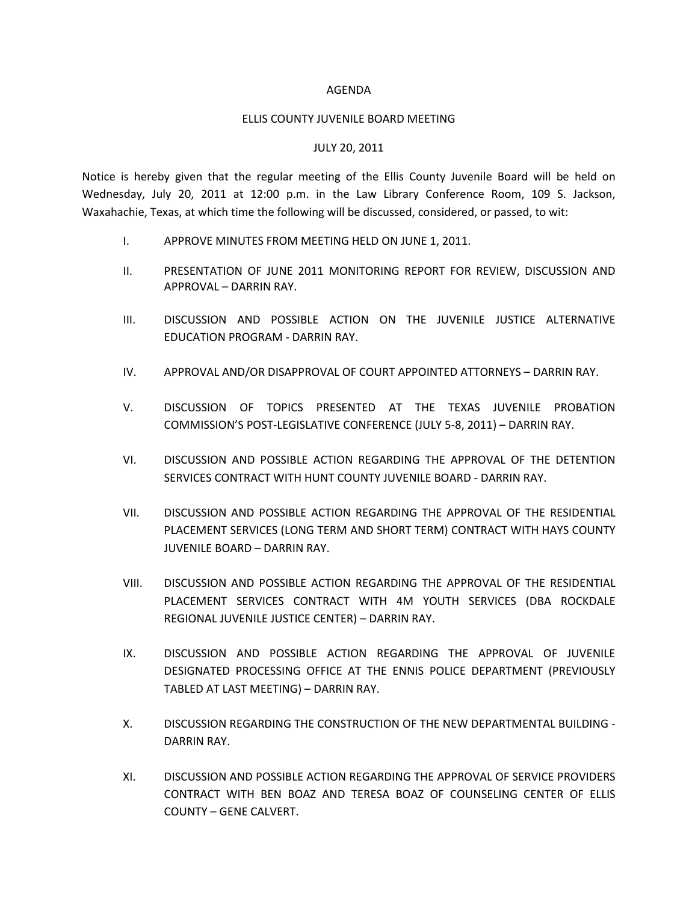# AGENDA

## ELLIS COUNTY JUVENILE BOARD MEETING

### JULY 20, 2011

Notice is hereby given that the regular meeting of the Ellis County Juvenile Board will be held on Wednesday, July 20, 2011 at 12:00 p.m. in the Law Library Conference Room, 109 S. Jackson, Waxahachie, Texas, at which time the following will be discussed, considered, or passed, to wit:

I. APPROVE MINUTES FROM MEETING HELD ON JUNE 1, 2011.

II. PRESENTATION OF JUNE 2011 MONITORING REPORT FOR REVIEW, DISCUSSION AND APPROVAL – DARRIN RAY.

III. DISCUSSION AND POSSIBLE ACTION ON THE JUVENILE JUSTICE ALTERNATIVE EDUCATION PROGRAM - DARRIN RAY.

IV. APPROVAL AND/OR DISAPPROVAL OF COURT APPOINTED ATTORNEYS – DARRIN RAY.

V. DISCUSSION OF TOPICS PRESENTED AT THE TEXAS JUVENILE PROBATION COMMISSION'S POST-LEGISLATIVE CONFERENCE (JULY 5-8, 2011) – DARRIN RAY.

VI. DISCUSSION AND POSSIBLE ACTION REGARDING THE APPROVAL OF THE DETENTION SERVICES CONTRACT WITH HUNT COUNTY JUVENILE BOARD - DARRIN RAY.

VII. DISCUSSION AND POSSIBLE ACTION REGARDING THE APPROVAL OF THE RESIDENTIAL PLACEMENT SERVICES (LONG TERM AND SHORT TERM) CONTRACT WITH HAYS COUNTY JUVENILE BOARD – DARRIN RAY.

VIII. DISCUSSION AND POSSIBLE ACTION REGARDING THE APPROVAL OF THE RESIDENTIAL PLACEMENT SERVICES CONTRACT WITH 4M YOUTH SERVICES (DBA ROCKDALE REGIONAL JUVENILE JUSTICE CENTER) – DARRIN RAY.

IX. DISCUSSION AND POSSIBLE ACTION REGARDING THE APPROVAL OF JUVENILE DESIGNATED PROCESSING OFFICE AT THE ENNIS POLICE DEPARTMENT (PREVIOUSLY TABLED AT LAST MEETING) – DARRIN RAY.

X. DISCUSSION REGARDING THE CONSTRUCTION OF THE NEW DEPARTMENTAL BUILDING - DARRIN RAY.

XI. DISCUSSION AND POSSIBLE ACTION REGARDING THE APPROVAL OF SERVICE PROVIDERS CONTRACT WITH BEN BOAZ AND TERESA BOAZ OF COUNSELING CENTER OF ELLIS COUNTY – GENE CALVERT.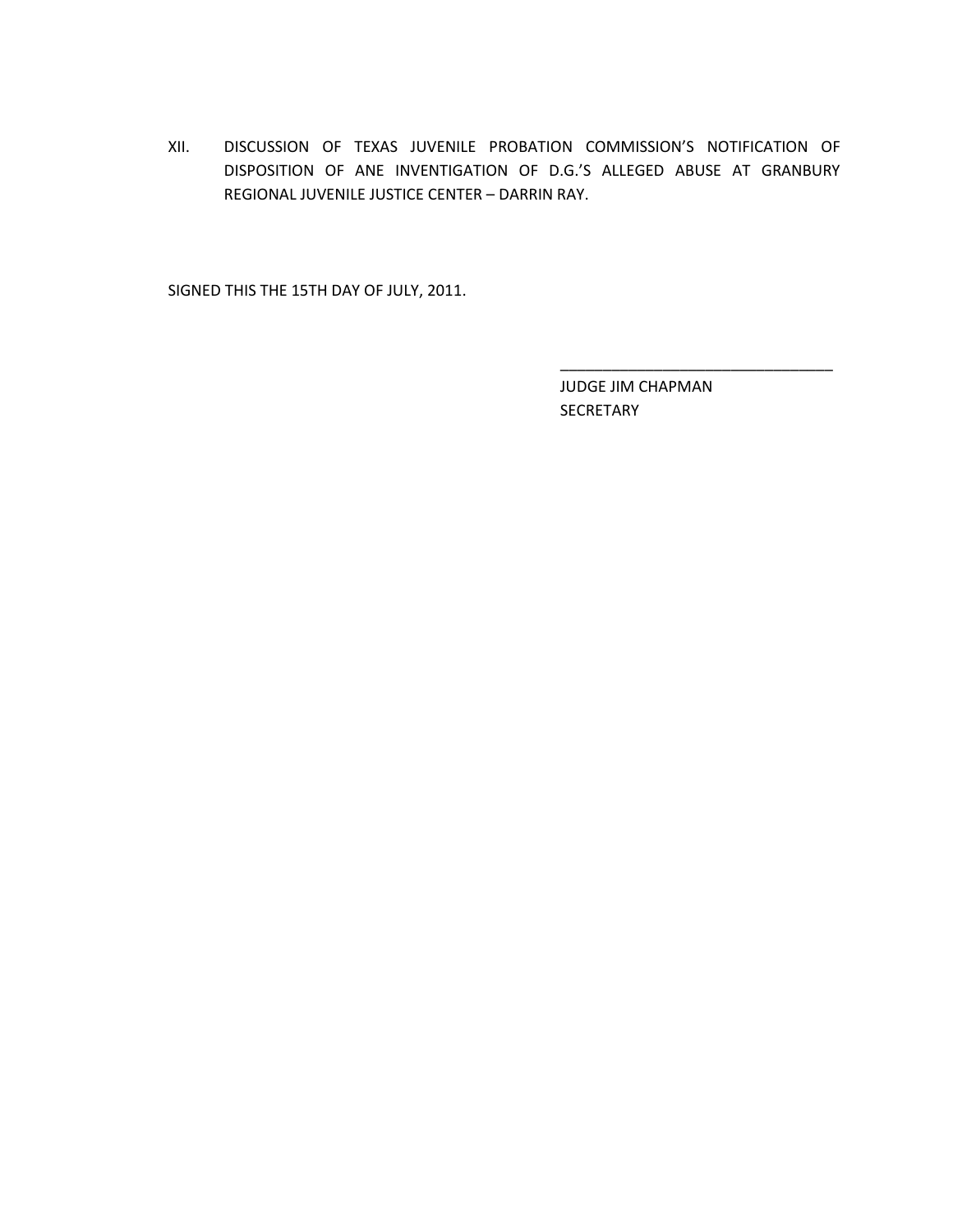XII. DISCUSSION OF TEXAS JUVENILE PROBATION COMMISSION'S NOTIFICATION OF DISPOSITION OF ANE INVENTIGATION OF D.G.'S ALLEGED ABUSE AT GRANBURY REGIONAL JUVENILE JUSTICE CENTER – DARRIN RAY.

SIGNED THIS THE 15TH DAY OF JULY, 2011.

________________________________

JUDGE JIM CHAPMAN
SECRETARY